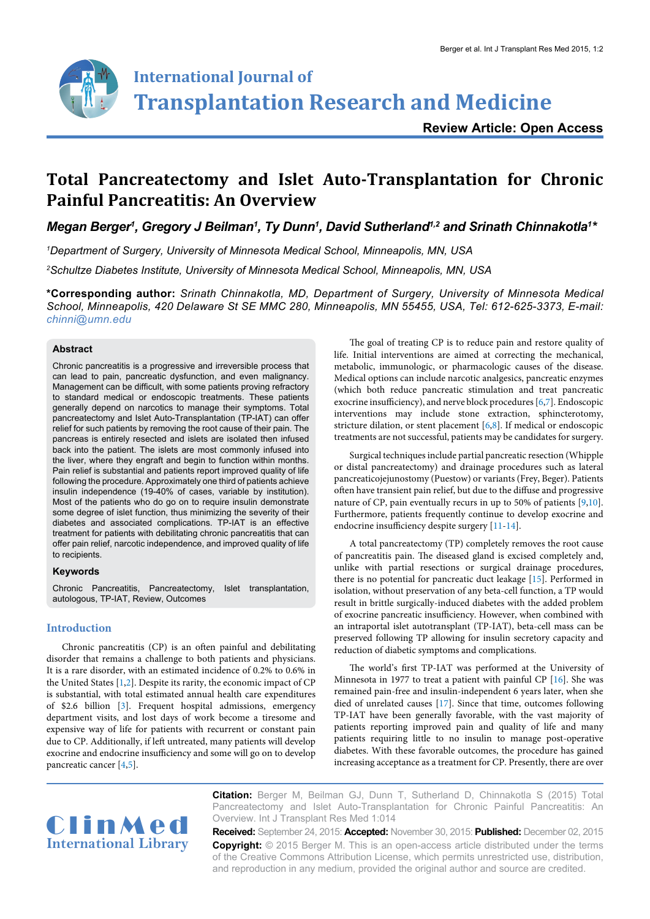# Total Pancreatectomy and Islet Auto-Transplantation for Chronic Painful Pancreatitis: An Overview

***Megan Berger[1], Gregory J Beilman[1], Ty Dunn[1], David Sutherland[1,2] and Srinath Chinnakotla[1]****

*[1]Department of Surgery, University of Minnesota Medical School, Minneapolis, MN, USA*

*[2]Schultze Diabetes Institute, University of Minnesota Medical School, Minneapolis, MN, USA*

**\*Corresponding author:** *Srinath Chinnakotla, MD, Department of Surgery, University of Minnesota Medical School, Minneapolis, 420 Delaware St SE MMC 280, Minneapolis, MN 55455, USA, Tel: 612-625-3373, E-mail: chinni@umn.edu*

### Abstract

Chronic pancreatitis is a progressive and irreversible process that can lead to pain, pancreatic dysfunction, and even malignancy. Management can be difficult, with some patients proving refractory to standard medical or endoscopic treatments. These patients generally depend on narcotics to manage their symptoms. Total pancreatectomy and Islet Auto-Transplantation (TP-IAT) can offer relief for such patients by removing the root cause of their pain. The pancreas is entirely resected and islets are isolated then infused back into the patient. The islets are most commonly infused into the liver, where they engraft and begin to function within months. Pain relief is substantial and patients report improved quality of life following the procedure. Approximately one third of patients achieve insulin independence (19-40% of cases, variable by institution). Most of the patients who do go on to require insulin demonstrate some degree of islet function, thus minimizing the severity of their diabetes and associated complications. TP-IAT is an effective treatment for patients with debilitating chronic pancreatitis that can offer pain relief, narcotic independence, and improved quality of life to recipients.

### Keywords

Chronic Pancreatitis, Pancreatectomy, Islet transplantation, autologous, TP-IAT, Review, Outcomes

## Introduction

Chronic pancreatitis (CP) is an often painful and debilitating disorder that remains a challenge to both patients and physicians. It is a rare disorder, with an estimated incidence of 0.2% to 0.6% in the United States [1,2]. Despite its rarity, the economic impact of CP is substantial, with total estimated annual health care expenditures of $2.6 billion [3]. Frequent hospital admissions, emergency department visits, and lost days of work become a tiresome and expensive way of life for patients with recurrent or constant pain due to CP. Additionally, if left untreated, many patients will develop exocrine and endocrine insufficiency and some will go on to develop pancreatic cancer [4,5].

The goal of treating CP is to reduce pain and restore quality of life. Initial interventions are aimed at correcting the mechanical, metabolic, immunologic, or pharmacologic causes of the disease. Medical options can include narcotic analgesics, pancreatic enzymes (which both reduce pancreatic stimulation and treat pancreatic exocrine insufficiency), and nerve block procedures [6,7]. Endoscopic interventions may include stone extraction, sphincterotomy, stricture dilation, or stent placement [6,8]. If medical or endoscopic treatments are not successful, patients may be candidates for surgery.

Surgical techniques include partial pancreatic resection (Whipple or distal pancreatectomy) and drainage procedures such as lateral pancreaticojejunostomy (Puestow) or variants (Frey, Beger). Patients often have transient pain relief, but due to the diffuse and progressive nature of CP, pain eventually recurs in up to 50% of patients [9,10]. Furthermore, patients frequently continue to develop exocrine and endocrine insufficiency despite surgery [11-14].

A total pancreatectomy (TP) completely removes the root cause of pancreatitis pain. The diseased gland is excised completely and, unlike with partial resections or surgical drainage procedures, there is no potential for pancreatic duct leakage [15]. Performed in isolation, without preservation of any beta-cell function, a TP would result in brittle surgically-induced diabetes with the added problem of exocrine pancreatic insufficiency. However, when combined with an intraportal islet autotransplant (TP-IAT), beta-cell mass can be preserved following TP allowing for insulin secretory capacity and reduction of diabetic symptoms and complications.

The world's first TP-IAT was performed at the University of Minnesota in 1977 to treat a patient with painful CP [16]. She was remained pain-free and insulin-independent 6 years later, when she died of unrelated causes [17]. Since that time, outcomes following TP-IAT have been generally favorable, with the vast majority of patients reporting improved pain and quality of life and many patients requiring little to no insulin to manage post-operative diabetes. With these favorable outcomes, the procedure has gained increasing acceptance as a treatment for CP. Presently, there are over

**Citation:** Berger M, Beilman GJ, Dunn T, Sutherland D, Chinnakotla S (2015) Total Pancreatectomy and Islet Auto-Transplantation for Chronic Painful Pancreatitis: An Overview. Int J Transplant Res Med 1:014

**Received:** September 24, 2015: **Accepted:** November 30, 2015: **Published:** December 02, 2015

**Copyright:** © 2015 Berger M. This is an open-access article distributed under the terms of the Creative Commons Attribution License, which permits unrestricted use, distribution, and reproduction in any medium, provided the original author and source are credited.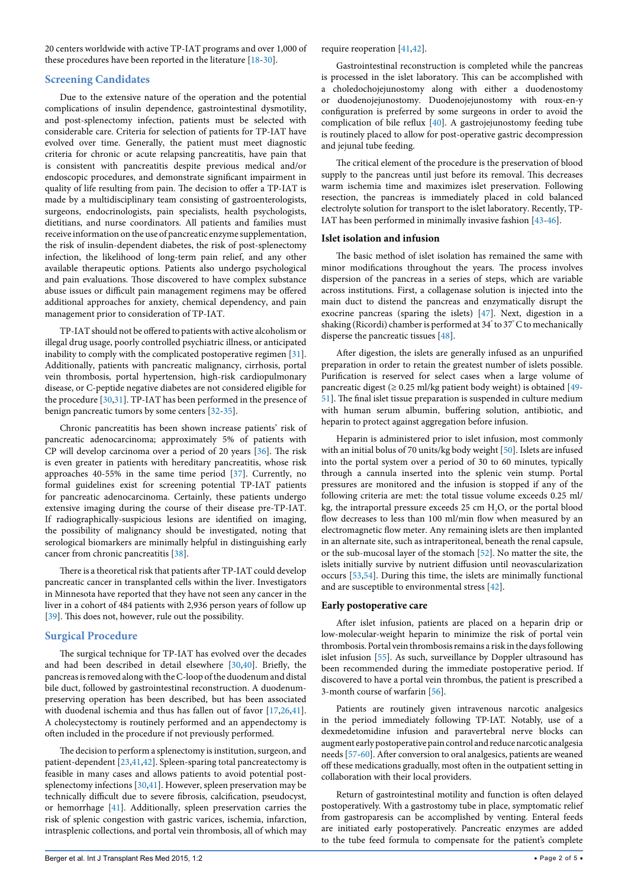20 centers worldwide with active TP-IAT programs and over 1,000 of these procedures have been reported in the literature [18-30].

## Screening Candidates

Due to the extensive nature of the operation and the potential complications of insulin dependence, gastrointestinal dysmotility, and post-splenectomy infection, patients must be selected with considerable care. Criteria for selection of patients for TP-IAT have evolved over time. Generally, the patient must meet diagnostic criteria for chronic or acute relapsing pancreatitis, have pain that is consistent with pancreatitis despite previous medical and/or endoscopic procedures, and demonstrate significant impairment in quality of life resulting from pain. The decision to offer a TP-IAT is made by a multidisciplinary team consisting of gastroenterologists, surgeons, endocrinologists, pain specialists, health psychologists, dietitians, and nurse coordinators. All patients and families must receive information on the use of pancreatic enzyme supplementation, the risk of insulin-dependent diabetes, the risk of post-splenectomy infection, the likelihood of long-term pain relief, and any other available therapeutic options. Patients also undergo psychological and pain evaluations. Those discovered to have complex substance abuse issues or difficult pain management regimens may be offered additional approaches for anxiety, chemical dependency, and pain management prior to consideration of TP-IAT.

TP-IAT should not be offered to patients with active alcoholism or illegal drug usage, poorly controlled psychiatric illness, or anticipated inability to comply with the complicated postoperative regimen [31]. Additionally, patients with pancreatic malignancy, cirrhosis, portal vein thrombosis, portal hypertension, high-risk cardiopulmonary disease, or C-peptide negative diabetes are not considered eligible for the procedure [30,31]. TP-IAT has been performed in the presence of benign pancreatic tumors by some centers [32-35].

Chronic pancreatitis has been shown increase patients' risk of pancreatic adenocarcinoma; approximately 5% of patients with CP will develop carcinoma over a period of 20 years [36]. The risk is even greater in patients with hereditary pancreatitis, whose risk approaches 40-55% in the same time period [37]. Currently, no formal guidelines exist for screening potential TP-IAT patients for pancreatic adenocarcinoma. Certainly, these patients undergo extensive imaging during the course of their disease pre-TP-IAT. If radiographically-suspicious lesions are identified on imaging, the possibility of malignancy should be investigated, noting that serological biomarkers are minimally helpful in distinguishing early cancer from chronic pancreatitis [38].

There is a theoretical risk that patients after TP-IAT could develop pancreatic cancer in transplanted cells within the liver. Investigators in Minnesota have reported that they have not seen any cancer in the liver in a cohort of 484 patients with 2,936 person years of follow up [39]. This does not, however, rule out the possibility.

## Surgical Procedure

The surgical technique for TP-IAT has evolved over the decades and had been described in detail elsewhere [30,40]. Briefly, the pancreas is removed along with the C-loop of the duodenum and distal bile duct, followed by gastrointestinal reconstruction. A duodenum-preserving operation has been described, but has been associated with duodenal ischemia and thus has fallen out of favor [17,26,41]. A cholecystectomy is routinely performed and an appendectomy is often included in the procedure if not previously performed.

The decision to perform a splenectomy is institution, surgeon, and patient-dependent [23,41,42]. Spleen-sparing total pancreatectomy is feasible in many cases and allows patients to avoid potential post-splenectomy infections [30,41]. However, spleen preservation may be technically difficult due to severe fibrosis, calcification, pseudocyst, or hemorrhage [41]. Additionally, spleen preservation carries the risk of splenic congestion with gastric varices, ischemia, infarction, intrasplenic collections, and portal vein thrombosis, all of which may require reoperation [41,42].

Gastrointestinal reconstruction is completed while the pancreas is processed in the islet laboratory. This can be accomplished with a choledochojejunostomy along with either a duodenostomy or duodenojejunostomy. Duodenojejunostomy with roux-en-y configuration is preferred by some surgeons in order to avoid the complication of bile reflux [40]. A gastrojejunostomy feeding tube is routinely placed to allow for post-operative gastric decompression and jejunal tube feeding.

The critical element of the procedure is the preservation of blood supply to the pancreas until just before its removal. This decreases warm ischemia time and maximizes islet preservation. Following resection, the pancreas is immediately placed in cold balanced electrolyte solution for transport to the islet laboratory. Recently, TP-IAT has been performed in minimally invasive fashion [43-46].

### Islet isolation and infusion

The basic method of islet isolation has remained the same with minor modifications throughout the years. The process involves dispersion of the pancreas in a series of steps, which are variable across institutions. First, a collagenase solution is injected into the main duct to distend the pancreas and enzymatically disrupt the exocrine pancreas (sparing the islets) [47]. Next, digestion in a shaking (Ricordi) chamber is performed at 34° to 37° C to mechanically disperse the pancreatic tissues [48].

After digestion, the islets are generally infused as an unpurified preparation in order to retain the greatest number of islets possible. Purification is reserved for select cases when a large volume of pancreatic digest (≥ 0.25 ml/kg patient body weight) is obtained [49-51]. The final islet tissue preparation is suspended in culture medium with human serum albumin, buffering solution, antibiotic, and heparin to protect against aggregation before infusion.

Heparin is administered prior to islet infusion, most commonly with an initial bolus of 70 units/kg body weight [50]. Islets are infused into the portal system over a period of 30 to 60 minutes, typically through a cannula inserted into the splenic vein stump. Portal pressures are monitored and the infusion is stopped if any of the following criteria are met: the total tissue volume exceeds 0.25 ml/kg, the intraportal pressure exceeds 25 cm $H_2O$, or the portal blood flow decreases to less than 100 ml/min flow when measured by an electromagnetic flow meter. Any remaining islets are then implanted in an alternate site, such as intraperitoneal, beneath the renal capsule, or the sub-mucosal layer of the stomach [52]. No matter the site, the islets initially survive by nutrient diffusion until neovascularization occurs [53,54]. During this time, the islets are minimally functional and are susceptible to environmental stress [42].

### Early postoperative care

After islet infusion, patients are placed on a heparin drip or low-molecular-weight heparin to minimize the risk of portal vein thrombosis. Portal vein thrombosis remains a risk in the days following islet infusion [55]. As such, surveillance by Doppler ultrasound has been recommended during the immediate postoperative period. If discovered to have a portal vein thrombus, the patient is prescribed a 3-month course of warfarin [56].

Patients are routinely given intravenous narcotic analgesics in the period immediately following TP-IAT. Notably, use of a dexmedetomidine infusion and paravertebral nerve blocks can augment early postoperative pain control and reduce narcotic analgesia needs [57-60]. After conversion to oral analgesics, patients are weaned off these medications gradually, most often in the outpatient setting in collaboration with their local providers.

Return of gastrointestinal motility and function is often delayed postoperatively. With a gastrostomy tube in place, symptomatic relief from gastroparesis can be accomplished by venting. Enteral feeds are initiated early postoperatively. Pancreatic enzymes are added to the tube feed formula to compensate for the patient's complete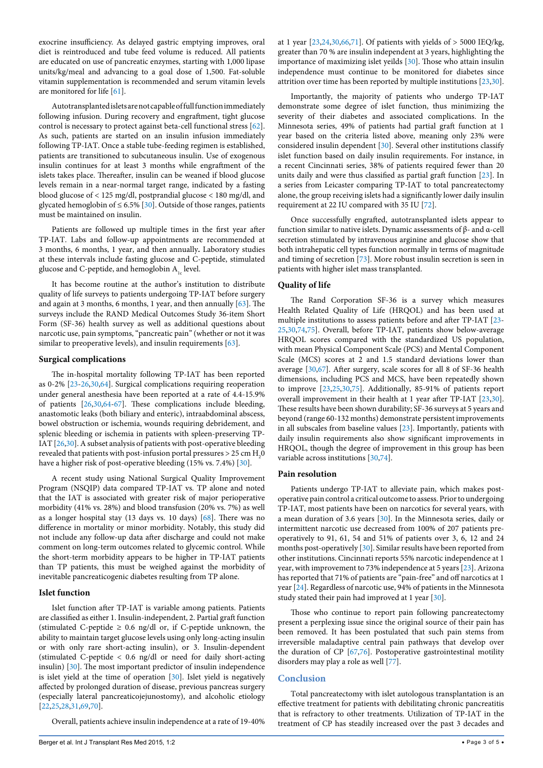exocrine insufficiency. As delayed gastric emptying improves, oral diet is reintroduced and tube feed volume is reduced. All patients are educated on use of pancreatic enzymes, starting with 1,000 lipase units/kg/meal and advancing to a goal dose of 1,500. Fat-soluble vitamin supplementation is recommended and serum vitamin levels are monitored for life [61].

Autotransplanted islets are not capable of full function immediately following infusion. During recovery and engraftment, tight glucose control is necessary to protect against beta-cell functional stress [62]. As such, patients are started on an insulin infusion immediately following TP-IAT. Once a stable tube-feeding regimen is established, patients are transitioned to subcutaneous insulin. Use of exogenous insulin continues for at least 3 months while engraftment of the islets takes place. Thereafter, insulin can be weaned if blood glucose levels remain in a near-normal target range, indicated by a fasting blood glucose of < 125 mg/dl, postprandial glucose < 180 mg/dl, and glycated hemoglobin of ≤ 6.5% [30]. Outside of those ranges, patients must be maintained on insulin.

Patients are followed up multiple times in the first year after TP-IAT. Labs and follow-up appointments are recommended at 3 months, 6 months, 1 year, and then annually. Laboratory studies at these intervals include fasting glucose and C-peptide, stimulated glucose and C-peptide, and hemoglobin $A_{1c}$ level.

It has become routine at the author's institution to distribute quality of life surveys to patients undergoing TP-IAT before surgery and again at 3 months, 6 months, 1 year, and then annually [63]. The surveys include the RAND Medical Outcomes Study 36-item Short Form (SF-36) health survey as well as additional questions about narcotic use, pain symptoms, "pancreatic pain" (whether or not it was similar to preoperative levels), and insulin requirements [63].

### Surgical complications

The in-hospital mortality following TP-IAT has been reported as 0-2% [23-26,30,64]. Surgical complications requiring reoperation under general anesthesia have been reported at a rate of 4.4-15.9% of patients [26,30,64-67]. These complications include bleeding, anastomotic leaks (both biliary and enteric), intraabdominal abscess, bowel obstruction or ischemia, wounds requiring debridement, and splenic bleeding or ischemia in patients with spleen-preserving TP-IAT [26,30]. A subset analysis of patients with post-operative bleeding revealed that patients with post-infusion portal pressures > 25 cm $H_2O$ have a higher risk of post-operative bleeding (15% vs. 7.4%) [30].

A recent study using National Surgical Quality Improvement Program (NSQIP) data compared TP-IAT vs. TP alone and noted that the IAT is associated with greater risk of major perioperative morbidity (41% vs. 28%) and blood transfusion (20% vs. 7%) as well as a longer hospital stay (13 days vs. 10 days) [68]. There was no difference in mortality or minor morbidity. Notably, this study did not include any follow-up data after discharge and could not make comment on long-term outcomes related to glycemic control. While the short-term morbidity appears to be higher in TP-IAT patients than TP patients, this must be weighed against the morbidity of inevitable pancreaticogenic diabetes resulting from TP alone.

### Islet function

Islet function after TP-IAT is variable among patients. Patients are classified as either 1. Insulin-independent, 2. Partial graft function (stimulated C-peptide ≥ 0.6 ng/dl or, if C-peptide unknown, the ability to maintain target glucose levels using only long-acting insulin or with only rare short-acting insulin), or 3. Insulin-dependent (stimulated C-peptide < 0.6 ng/dl or need for daily short-acting insulin) [30]. The most important predictor of insulin independence is islet yield at the time of operation [30]. Islet yield is negatively affected by prolonged duration of disease, previous pancreas surgery (especially lateral pancreaticojejunostomy), and alcoholic etiology [22,25,28,31,69,70].

Overall, patients achieve insulin independence at a rate of 19-40% at 1 year [23,24,30,66,71]. Of patients with yields of > 5000 IEQ/kg, greater than 70 % are insulin independent at 3 years, highlighting the importance of maximizing islet yeilds [30]. Those who attain insulin independence must continue to be monitored for diabetes since attrition over time has been reported by multiple institutions [23,30].

Importantly, the majority of patients who undergo TP-IAT demonstrate some degree of islet function, thus minimizing the severity of their diabetes and associated complications. In the Minnesota series, 49% of patients had partial graft function at 1 year based on the criteria listed above, meaning only 23% were considered insulin dependent [30]. Several other institutions classify islet function based on daily insulin requirements. For instance, in a recent Cincinnati series, 38% of patients required fewer than 20 units daily and were thus classified as partial graft function [23]. In a series from Leicaster comparing TP-IAT to total pancreatectomy alone, the group receiving islets had a significantly lower daily insulin requirement at 22 IU compared with 35 IU [72].

Once successfully engrafted, autotransplanted islets appear to function similar to native islets. Dynamic assessments of β- and α-cell secretion stimulated by intravenous arginine and glucose show that both intrahepatic cell types function normally in terms of magnitude and timing of secretion [73]. More robust insulin secretion is seen in patients with higher islet mass transplanted.

### Quality of life

The Rand Corporation SF-36 is a survey which measures Health Related Quality of Life (HRQOL) and has been used at multiple institutions to assess patients before and after TP-IAT [23-25,30,74,75]. Overall, before TP-IAT, patients show below-average HRQOL scores compared with the standardized US population, with mean Physical Component Scale (PCS) and Mental Component Scale (MCS) scores at 2 and 1.5 standard deviations lower than average [30,67]. After surgery, scale scores for all 8 of SF-36 health dimensions, including PCS and MCS, have been repeatedly shown to improve [23,25,30,75]. Additionally, 85-91% of patients report overall improvement in their health at 1 year after TP-IAT [23,30]. These results have been shown durability; SF-36 surveys at 5 years and beyond (range 60-132 months) demonstrate persistent improvements in all subscales from baseline values [23]. Importantly, patients with daily insulin requirements also show significant improvements in HRQOL, though the degree of improvement in this group has been variable across institutions [30,74].

### Pain resolution

Patients undergo TP-IAT to alleviate pain, which makes post-operative pain control a critical outcome to assess. Prior to undergoing TP-IAT, most patients have been on narcotics for several years, with a mean duration of 3.6 years [30]. In the Minnesota series, daily or intermittent narcotic use decreased from 100% of 207 patients pre-operatively to 91, 61, 54 and 51% of patients over 3, 6, 12 and 24 months post-operatively [30]. Similar results have been reported from other institutions. Cincinnati reports 55% narcotic independence at 1 year, with improvement to 73% independence at 5 years [23]. Arizona has reported that 71% of patients are "pain-free" and off narcotics at 1 year [24]. Regardless of narcotic use, 94% of patients in the Minnesota study stated their pain had improved at 1 year [30].

Those who continue to report pain following pancreatectomy present a perplexing issue since the original source of their pain has been removed. It has been postulated that such pain stems from irreversible maladaptive central pain pathways that develop over the duration of CP [67,76]. Postoperative gastrointestinal motility disorders may play a role as well [77].

## Conclusion

Total pancreatectomy with islet autologous transplantation is an effective treatment for patients with debilitating chronic pancreatitis that is refractory to other treatments. Utilization of TP-IAT in the treatment of CP has steadily increased over the past 3 decades and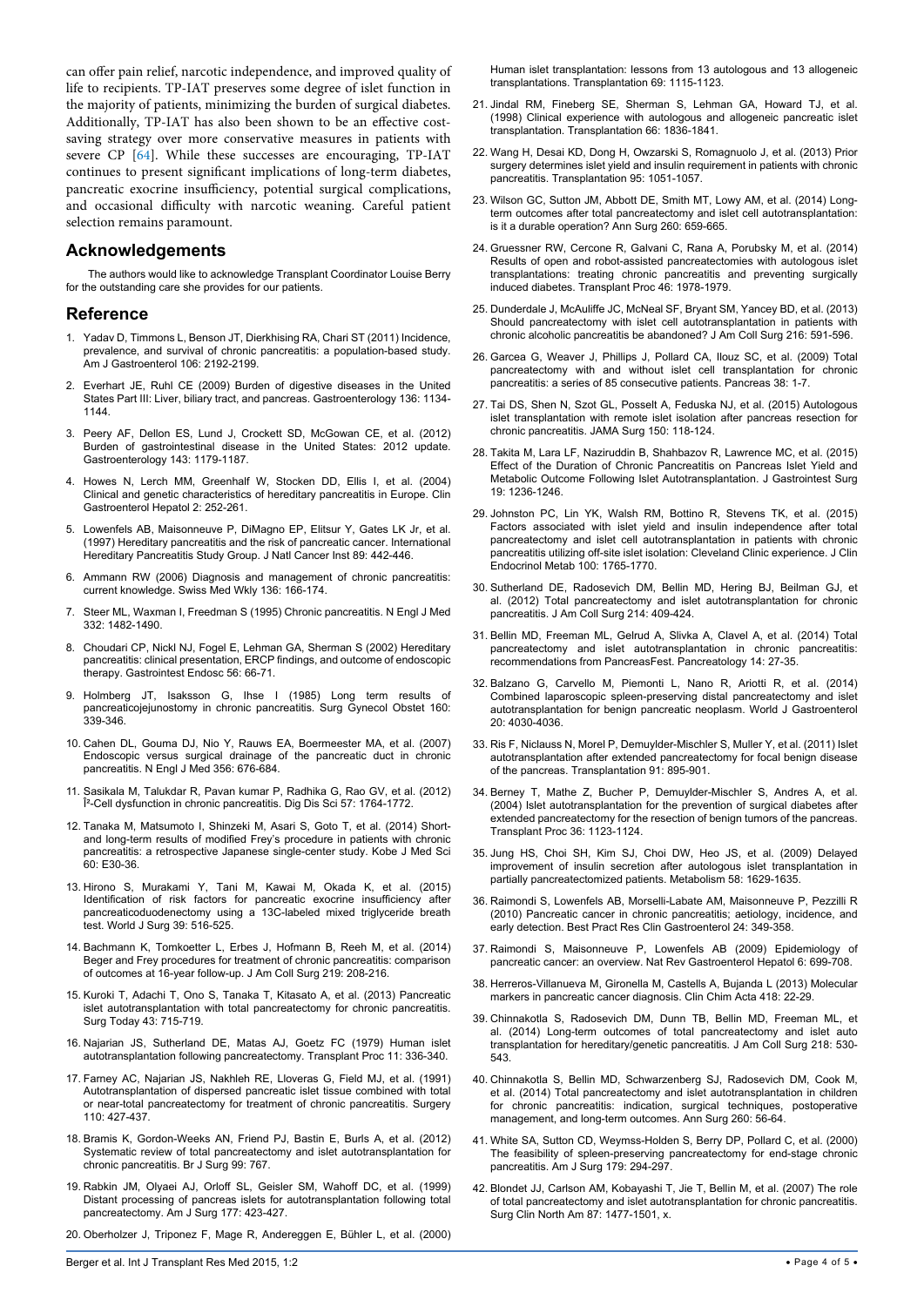can offer pain relief, narcotic independence, and improved quality of life to recipients. TP-IAT preserves some degree of islet function in the majority of patients, minimizing the burden of surgical diabetes. Additionally, TP-IAT has also been shown to be an effective cost-saving strategy over more conservative measures in patients with severe CP [64]. While these successes are encouraging, TP-IAT continues to present significant implications of long-term diabetes, pancreatic exocrine insufficiency, potential surgical complications, and occasional difficulty with narcotic weaning. Careful patient selection remains paramount.

## Acknowledgements

The authors would like to acknowledge Transplant Coordinator Louise Berry for the outstanding care she provides for our patients.

## Reference

1. Yadav D, Timmons L, Benson JT, Dierkhising RA, Chari ST (2011) Incidence, prevalence, and survival of chronic pancreatitis: a population-based study. Am J Gastroenterol 106: 2192-2199.
2. Everhart JE, Ruhl CE (2009) Burden of digestive diseases in the United States Part III: Liver, biliary tract, and pancreas. Gastroenterology 136: 1134-1144.
3. Peery AF, Dellon ES, Lund J, Crockett SD, McGowan CE, et al. (2012) Burden of gastrointestinal disease in the United States: 2012 update. Gastroenterology 143: 1179-1187.
4. Howes N, Lerch MM, Greenhalf W, Stocken DD, Ellis I, et al. (2004) Clinical and genetic characteristics of hereditary pancreatitis in Europe. Clin Gastroenterol Hepatol 2: 252-261.
5. Lowenfels AB, Maisonneuve P, DiMagno EP, Elitsur Y, Gates LK Jr, et al. (1997) Hereditary pancreatitis and the risk of pancreatic cancer. International Hereditary Pancreatitis Study Group. J Natl Cancer Inst 89: 442-446.
6. Ammann RW (2006) Diagnosis and management of chronic pancreatitis: current knowledge. Swiss Med Wkly 136: 166-174.
7. Steer ML, Waxman I, Freedman S (1995) Chronic pancreatitis. N Engl J Med 332: 1482-1490.
8. Choudari CP, Nickl NJ, Fogel E, Lehman GA, Sherman S (2002) Hereditary pancreatitis: clinical presentation, ERCP findings, and outcome of endoscopic therapy. Gastrointest Endosc 56: 66-71.
9. Holmberg JT, Isaksson G, Ihse I (1985) Long term results of pancreaticojejunostomy in chronic pancreatitis. Surg Gynecol Obstet 160: 339-346.
10. Cahen DL, Gouma DJ, Nio Y, Rauws EA, Boermeester MA, et al. (2007) Endoscopic versus surgical drainage of the pancreatic duct in chronic pancreatitis. N Engl J Med 356: 676-684.
11. Sasikala M, Talukdar R, Pavan kumar P, Radhika G, Rao GV, et al. (2012) Î²-Cell dysfunction in chronic pancreatitis. Dig Dis Sci 57: 1764-1772.
12. Tanaka M, Matsumoto I, Shinzeki M, Asari S, Goto T, et al. (2014) Short- and long-term results of modified Frey's procedure in patients with chronic pancreatitis: a retrospective Japanese single-center study. Kobe J Med Sci 60: E30-36.
13. Hirono S, Murakami Y, Tani M, Kawai M, Okada K, et al. (2015) Identification of risk factors for pancreatic exocrine insufficiency after pancreaticoduodenectomy using a 13C-labeled mixed triglyceride breath test. World J Surg 39: 516-525.
14. Bachmann K, Tomkoetter L, Erbes J, Hofmann B, Reeh M, et al. (2014) Beger and Frey procedures for treatment of chronic pancreatitis: comparison of outcomes at 16-year follow-up. J Am Coll Surg 219: 208-216.
15. Kuroki T, Adachi T, Ono S, Tanaka T, Kitasato A, et al. (2013) Pancreatic islet autotransplantation with total pancreatectomy for chronic pancreatitis. Surg Today 43: 715-719.
16. Najarian JS, Sutherland DE, Matas AJ, Goetz FC (1979) Human islet autotransplantation following pancreatectomy. Transplant Proc 11: 336-340.
17. Farney AC, Najarian JS, Nakhleh RE, Lloveras G, Field MJ, et al. (1991) Autotransplantation of dispersed pancreatic islet tissue combined with total or near-total pancreatectomy for treatment of chronic pancreatitis. Surgery 110: 427-437.
18. Bramis K, Gordon-Weeks AN, Friend PJ, Bastin E, Burls A, et al. (2012) Systematic review of total pancreatectomy and islet autotransplantation for chronic pancreatitis. Br J Surg 99: 767.
19. Rabkin JM, Olyaei AJ, Orloff SL, Geisler SM, Wahoff DC, et al. (1999) Distant processing of pancreas islets for autotransplantation following total pancreatectomy. Am J Surg 177: 423-427.
20. Oberholzer J, Triponez F, Mage R, Andereggen E, Bühler L, et al. (2000) Human islet transplantation: lessons from 13 autologous and 13 allogeneic transplantations. Transplantation 69: 1115-1123.
21. Jindal RM, Fineberg SE, Sherman S, Lehman GA, Howard TJ, et al. (1998) Clinical experience with autologous and allogeneic pancreatic islet transplantation. Transplantation 66: 1836-1841.
22. Wang H, Desai KD, Dong H, Owzarski S, Romagnuolo J, et al. (2013) Prior surgery determines islet yield and insulin requirement in patients with chronic pancreatitis. Transplantation 95: 1051-1057.
23. Wilson GC, Sutton JM, Abbott DE, Smith MT, Lowy AM, et al. (2014) Long-term outcomes after total pancreatectomy and islet cell autotransplantation: is it a durable operation? Ann Surg 260: 659-665.
24. Gruessner RW, Cercone R, Galvani C, Rana A, Porubsky M, et al. (2014) Results of open and robot-assisted pancreatectomies with autologous islet transplantations: treating chronic pancreatitis and preventing surgically induced diabetes. Transplant Proc 46: 1978-1979.
25. Dunderdale J, McAuliffe JC, McNeal SF, Bryant SM, Yancey BD, et al. (2013) Should pancreatectomy with islet cell autotransplantation in patients with chronic alcoholic pancreatitis be abandoned? J Am Coll Surg 216: 591-596.
26. Garcea G, Weaver J, Phillips J, Pollard CA, Ilouz SC, et al. (2009) Total pancreatectomy with and without islet cell transplantation for chronic pancreatitis: a series of 85 consecutive patients. Pancreas 38: 1-7.
27. Tai DS, Shen N, Szot GL, Posselt A, Feduska NJ, et al. (2015) Autologous islet transplantation with remote islet isolation after pancreas resection for chronic pancreatitis. JAMA Surg 150: 118-124.
28. Takita M, Lara LF, Naziruddin B, Shahbazov R, Lawrence MC, et al. (2015) Effect of the Duration of Chronic Pancreatitis on Pancreas Islet Yield and Metabolic Outcome Following Islet Autotransplantation. J Gastrointest Surg 19: 1236-1246.
29. Johnston PC, Lin YK, Walsh RM, Bottino R, Stevens TK, et al. (2015) Factors associated with islet yield and insulin independence after total pancreatectomy and islet cell autotransplantation in patients with chronic pancreatitis utilizing off-site islet isolation: Cleveland Clinic experience. J Clin Endocrinol Metab 100: 1765-1770.
30. Sutherland DE, Radosevich DM, Bellin MD, Hering BJ, Beilman GJ, et al. (2012) Total pancreatectomy and islet autotransplantation for chronic pancreatitis. J Am Coll Surg 214: 409-424.
31. Bellin MD, Freeman ML, Gelrud A, Slivka A, Clavel A, et al. (2014) Total pancreatectomy and islet autotransplantation in chronic pancreatitis: recommendations from PancreasFest. Pancreatology 14: 27-35.
32. Balzano G, Carvello M, Piemonti L, Nano R, Ariotti R, et al. (2014) Combined laparoscopic spleen-preserving distal pancreatectomy and islet autotransplantation for benign pancreatic neoplasm. World J Gastroenterol 20: 4030-4036.
33. Ris F, Niclauss N, Morel P, Demuylder-Mischler S, Muller Y, et al. (2011) Islet autotransplantation after extended pancreatectomy for focal benign disease of the pancreas. Transplantation 91: 895-901.
34. Berney T, Mathe Z, Bucher P, Demuylder-Mischler S, Andres A, et al. (2004) Islet autotransplantation for the prevention of surgical diabetes after extended pancreatectomy for the resection of benign tumors of the pancreas. Transplant Proc 36: 1123-1124.
35. Jung HS, Choi SH, Kim SJ, Choi DW, Heo JS, et al. (2009) Delayed improvement of insulin secretion after autologous islet transplantation in partially pancreatectomized patients. Metabolism 58: 1629-1635.
36. Raimondi S, Lowenfels AB, Morselli-Labate AM, Maisonneuve P, Pezzilli R (2010) Pancreatic cancer in chronic pancreatitis; aetiology, incidence, and early detection. Best Pract Res Clin Gastroenterol 24: 349-358.
37. Raimondi S, Maisonneuve P, Lowenfels AB (2009) Epidemiology of pancreatic cancer: an overview. Nat Rev Gastroenterol Hepatol 6: 699-708.
38. Herreros-Villanueva M, Gironella M, Castells A, Bujanda L (2013) Molecular markers in pancreatic cancer diagnosis. Clin Chim Acta 418: 22-29.
39. Chinnakotla S, Radosevich DM, Dunn TB, Bellin MD, Freeman ML, et al. (2014) Long-term outcomes of total pancreatectomy and islet auto transplantation for hereditary/genetic pancreatitis. J Am Coll Surg 218: 530-543.
40. Chinnakotla S, Bellin MD, Schwarzenberg SJ, Radosevich DM, Cook M, et al. (2014) Total pancreatectomy and islet autotransplantation in children for chronic pancreatitis: indication, surgical techniques, postoperative management, and long-term outcomes. Ann Surg 260: 56-64.
41. White SA, Sutton CD, Weymss-Holden S, Berry DP, Pollard C, et al. (2000) The feasibility of spleen-preserving pancreatectomy for end-stage chronic pancreatitis. Am J Surg 179: 294-297.
42. Blondet JJ, Carlson AM, Kobayashi T, Jie T, Bellin M, et al. (2007) The role of total pancreatectomy and islet autotransplantation for chronic pancreatitis. Surg Clin North Am 87: 1477-1501, x.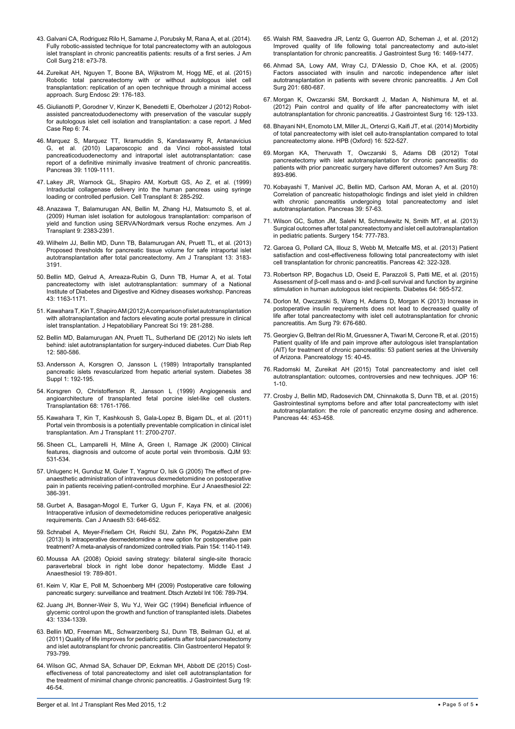43. Galvani CA, Rodriguez Rilo H, Samame J, Porubsky M, Rana A, et al. (2014). Fully robotic-assisted technique for total pancreatectomy with an autologous islet transplant in chronic pancreatitis patients: results of a first series. J Am Coll Surg 218: e73-78.

44. Zureikat AH, Nguyen T, Boone BA, Wijkstrom M, Hogg ME, et al. (2015) Robotic total pancreatectomy with or without autologous islet cell transplantation: replication of an open technique through a minimal access approach. Surg Endosc 29: 176-183.

45. Giulianotti P, Gorodner V, Kinzer K, Benedetti E, Oberholzer J (2012) Robot-assisted pancreatoduodenectomy with preservation of the vascular supply for autologous islet cell isolation and transplantation: a case report. J Med Case Rep 6: 74.

46. Marquez S, Marquez TT, Ikramuddin S, Kandaswamy R, Antanavicius G, et al. (2010) Laparoscopic and da Vinci robot-assisted total pancreaticoduodenectomy and intraportal islet autotransplantation: case report of a definitive minimally invasive treatment of chronic pancreatitis. Pancreas 39: 1109-1111.

47. Lakey JR, Warnock GL, Shapiro AM, Korbutt GS, Ao Z, et al. (1999) Intraductal collagenase delivery into the human pancreas using syringe loading or controlled perfusion. Cell Transplant 8: 285-292.

48. Anazawa T, Balamurugan AN, Bellin M, Zhang HJ, Matsumoto S, et al. (2009) Human islet isolation for autologous transplantation: comparison of yield and function using SERVA/Nordmark versus Roche enzymes. Am J Transplant 9: 2383-2391.

49. Wilhelm JJ, Bellin MD, Dunn TB, Balamurugan AN, Pruett TL, et al. (2013) Proposed thresholds for pancreatic tissue volume for safe intraportal islet autotransplantation after total pancreatectomy. Am J Transplant 13: 3183-3191.

50. Bellin MD, Gelrud A, Arreaza-Rubin G, Dunn TB, Humar A, et al. Total pancreatectomy with islet autotransplantation: summary of a National Institute of Diabetes and Digestive and Kidney diseases workshop. Pancreas 43: 1163-1171.

51. Kawahara T, Kin T, Shapiro AM (2012) A comparison of islet autotransplantation with allotransplantation and factors elevating acute portal pressure in clinical islet transplantation. J Hepatobiliary Pancreat Sci 19: 281-288.

52. Bellin MD, Balamurugan AN, Pruett TL, Sutherland DE (2012) No islets left behind: islet autotransplantation for surgery-induced diabetes. Curr Diab Rep 12: 580-586.

53. Andersson A, Korsgren O, Jansson L (1989) Intraportally transplanted pancreatic islets revascularized from hepatic arterial system. Diabetes 38 Suppl 1: 192-195.

54. Korsgren O, Christofferson R, Jansson L (1999) Angiogenesis and angioarchitecture of transplanted fetal porcine islet-like cell clusters. Transplantation 68: 1761-1766.

55. Kawahara T, Kin T, Kashkoush S, Gala-Lopez B, Bigam DL, et al. (2011) Portal vein thrombosis is a potentially preventable complication in clinical islet transplantation. Am J Transplant 11: 2700-2707.

56. Sheen CL, Lamparelli H, Milne A, Green I, Ramage JK (2000) Clinical features, diagnosis and outcome of acute portal vein thrombosis. QJM 93: 531-534.

57. Unlugenc H, Gunduz M, Guler T, Yagmur O, Isik G (2005) The effect of pre-anaesthetic administration of intravenous dexmedetomidine on postoperative pain in patients receiving patient-controlled morphine. Eur J Anaesthesiol 22: 386-391.

58. Gurbet A, Basagan-Mogol E, Turker G, Ugun F, Kaya FN, et al. (2006) Intraoperative infusion of dexmedetomidine reduces perioperative analgesic requirements. Can J Anaesth 53: 646-652.

59. Schnabel A, Meyer-Frießem CH, Reichl SU, Zahn PK, Pogatzki-Zahn EM (2013) Is intraoperative dexmedetomidine a new option for postoperative pain treatment? A meta-analysis of randomized controlled trials. Pain 154: 1140-1149.

60. Moussa AA (2008) Opioid saving strategy: bilateral single-site thoracic paravertebral block in right lobe donor hepatectomy. Middle East J Anaesthesiol 19: 789-801.

61. Keim V, Klar E, Poll M, Schoenberg MH (2009) Postoperative care following pancreatic surgery: surveillance and treatment. Dtsch Arztebl Int 106: 789-794.

62. Juang JH, Bonner-Weir S, Wu YJ, Weir GC (1994) Beneficial influence of glycemic control upon the growth and function of transplanted islets. Diabetes 43: 1334-1339.

63. Bellin MD, Freeman ML, Schwarzenberg SJ, Dunn TB, Beilman GJ, et al. (2011) Quality of life improves for pediatric patients after total pancreatectomy and islet autotransplant for chronic pancreatitis. Clin Gastroenterol Hepatol 9: 793-799.

64. Wilson GC, Ahmad SA, Schauer DP, Eckman MH, Abbott DE (2015) Cost-effectiveness of total pancreatectomy and islet cell autotransplantation for the treatment of minimal change chronic pancreatitis. J Gastrointest Surg 19: 46-54.

65. Walsh RM, Saavedra JR, Lentz G, Guerron AD, Scheman J, et al. (2012) Improved quality of life following total pancreatectomy and auto-islet transplantation for chronic pancreatitis. J Gastrointest Surg 16: 1469-1477.

66. Ahmad SA, Lowy AM, Wray CJ, D'Alessio D, Choe KA, et al. (2005) Factors associated with insulin and narcotic independence after islet autotransplantation in patients with severe chronic pancreatitis. J Am Coll Surg 201: 680-687.

67. Morgan K, Owczarski SM, Borckardt J, Madan A, Nishimura M, et al. (2012) Pain control and quality of life after pancreatectomy with islet autotransplantation for chronic pancreatitis. J Gastrointest Surg 16: 129-133.

68. Bhayani NH, Enomoto LM, Miller JL, Ortenzi G, Kaifi JT, et al. (2014) Morbidity of total pancreatectomy with islet cell auto-transplantation compared to total pancreatectomy alone. HPB (Oxford) 16: 522-527.

69. Morgan KA, Theruvath T, Owczarski S, Adams DB (2012) Total pancreatectomy with islet autotransplantation for chronic pancreatitis: do patients with prior pancreatic surgery have different outcomes? Am Surg 78: 893-896.

70. Kobayashi T, Manivel JC, Bellin MD, Carlson AM, Moran A, et al. (2010) Correlation of pancreatic histopathologic findings and islet yield in children with chronic pancreatitis undergoing total pancreatectomy and islet autotransplantation. Pancreas 39: 57-63.

71. Wilson GC, Sutton JM, Salehi M, Schmulewitz N, Smith MT, et al. (2013) Surgical outcomes after total pancreatectomy and islet cell autotransplantation in pediatric patients. Surgery 154: 777-783.

72. Garcea G, Pollard CA, Illouz S, Webb M, Metcalfe MS, et al. (2013) Patient satisfaction and cost-effectiveness following total pancreatectomy with islet cell transplantation for chronic pancreatitis. Pancreas 42: 322-328.

73. Robertson RP, Bogachus LD, Oseid E, Parazzoli S, Patti ME, et al. (2015) Assessment of β-cell mass and α- and β-cell survival and function by arginine stimulation in human autologous islet recipients. Diabetes 64: 565-572.

74. Dorlon M, Owczarski S, Wang H, Adams D, Morgan K (2013) Increase in postoperative insulin requirements does not lead to decreased quality of life after total pancreatectomy with islet cell autotransplantation for chronic pancreatitis. Am Surg 79: 676-680.

75. Georgiev G, Beltran del Rio M, Gruessner A, Tiwari M, Cercone R, et al. (2015) Patient quality of life and pain improve after autologous islet transplantation (AIT) for treatment of chronic pancreatitis: 53 patient series at the University of Arizona. Pancreatology 15: 40-45.

76. Radomski M, Zureikat AH (2015) Total pancreatectomy and islet cell autotransplantation: outcomes, controversies and new techniques. JOP 16: 1-10.

77. Crosby J, Bellin MD, Radosevich DM, Chinnakotla S, Dunn TB, et al. (2015) Gastrointestinal symptoms before and after total pancreatectomy with islet autotransplantation: the role of pancreatic enzyme dosing and adherence. Pancreas 44: 453-458.